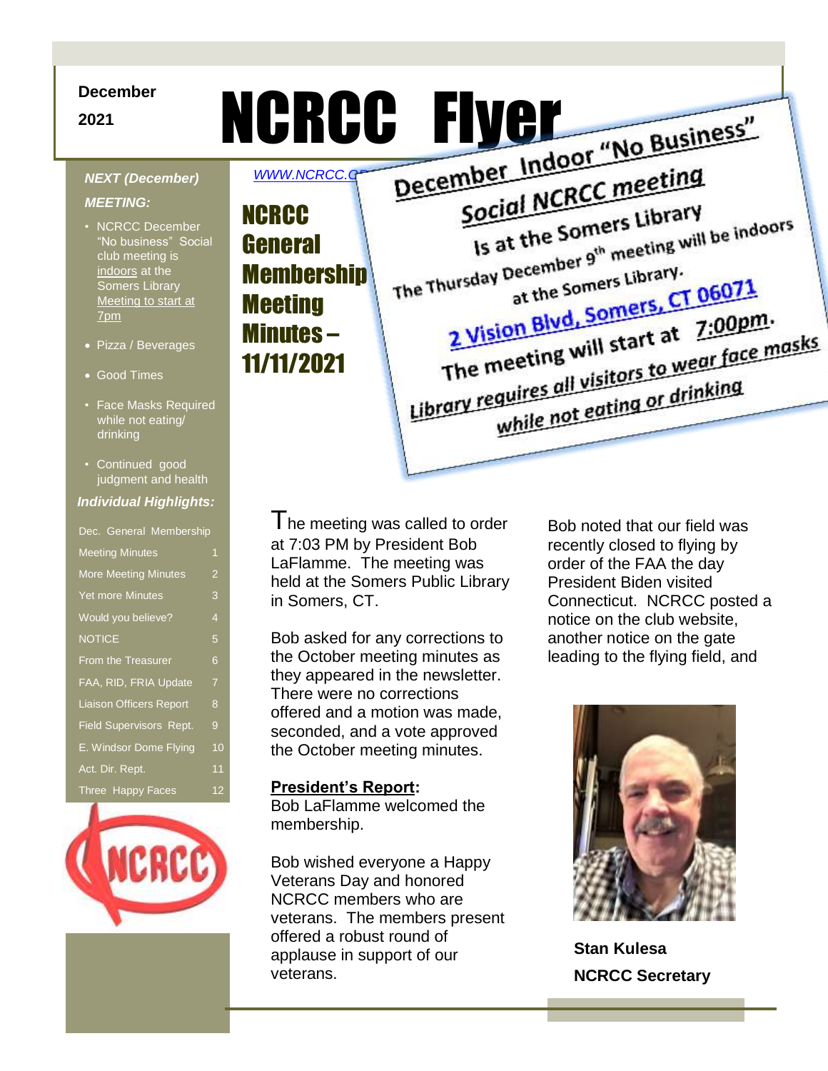December

2021

# NCRCC Flyer

*WWW.NCRCC.O*

*NEXT (December) MEETING:*

- NCRCC December "No business" Social club meeting is indoors at the Somers Library Meeting to start at 7pm
- Pizza / Beverages
- Good Times
- Face Masks Required while not eating/ drinking
- Continued good judgment and health

***Individual Highlights:***

| | |
|---|---|
| Dec. General Membership Meeting Minutes | 1 |
| More Meeting Minutes | 2 |
| Yet more Minutes | 3 |
| Would you believe? | 4 |
| NOTICE | 5 |
| From the Treasurer | 6 |
| FAA, RID, FRIA Update | 7 |
| Liaison Officers Report | 8 |
| Field Supervisors Rept. | 9 |
| E. Windsor Dome Flying | 10 |
| Act. Dir. Rept. | 11 |
| Three Happy Faces | 12 |

NCRCC

**December Indoor "No Business" Social NCRCC meeting Is at the Somers Library**

The Thursday December 9th meeting will be indoors at the Somers Library.

2 Vision Blvd, Somers, CT 06071

The meeting will start at 7:00pm.

Library requires all visitors to wear face masks while not eating or drinking

## NCRCC General Membership Meeting Minutes – 11/11/2021

The meeting was called to order at 7:03 PM by President Bob LaFlamme. The meeting was held at the Somers Public Library in Somers, CT.

Bob asked for any corrections to the October meeting minutes as they appeared in the newsletter. There were no corrections offered and a motion was made, seconded, and a vote approved the October meeting minutes.

**President's Report:**
Bob LaFlamme welcomed the membership.

Bob wished everyone a Happy Veterans Day and honored NCRCC members who are veterans. The members present offered a robust round of applause in support of our veterans.

Bob noted that our field was recently closed to flying by order of the FAA the day President Biden visited Connecticut. NCRCC posted a notice on the club website, another notice on the gate leading to the flying field, and

**Stan Kulesa**

**NCRCC Secretary**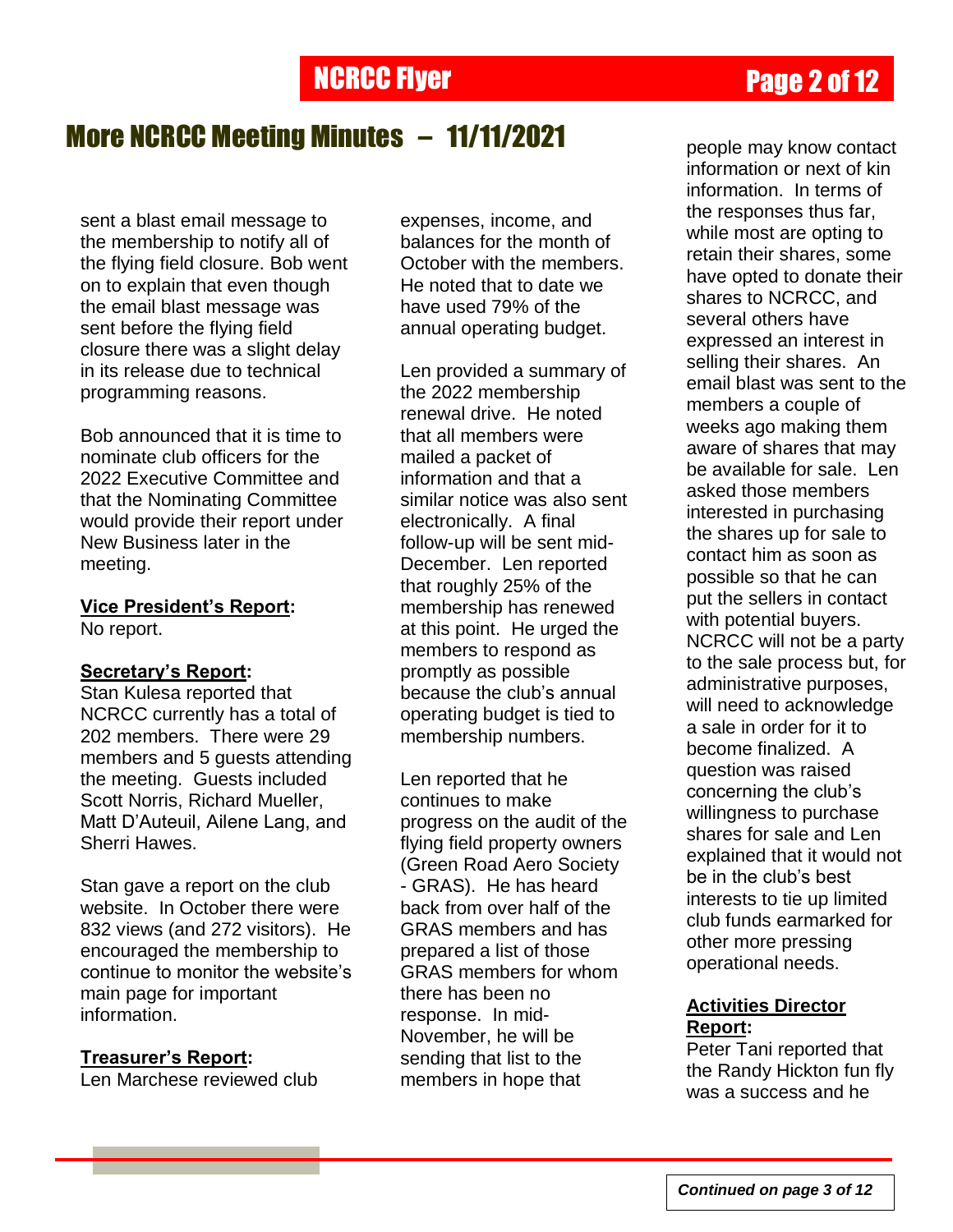# More NCRCC Meeting Minutes – 11/11/2021

sent a blast email message to the membership to notify all of the flying field closure. Bob went on to explain that even though the email blast message was sent before the flying field closure there was a slight delay in its release due to technical programming reasons.

Bob announced that it is time to nominate club officers for the 2022 Executive Committee and that the Nominating Committee would provide their report under New Business later in the meeting.

**Vice President's Report:**
No report.

**Secretary's Report:**
Stan Kulesa reported that NCRCC currently has a total of 202 members. There were 29 members and 5 guests attending the meeting. Guests included Scott Norris, Richard Mueller, Matt D'Auteuil, Ailene Lang, and Sherri Hawes.

Stan gave a report on the club website. In October there were 832 views (and 272 visitors). He encouraged the membership to continue to monitor the website's main page for important information.

**Treasurer's Report:**
Len Marchese reviewed club expenses, income, and balances for the month of October with the members. He noted that to date we have used 79% of the annual operating budget.

Len provided a summary of the 2022 membership renewal drive. He noted that all members were mailed a packet of information and that a similar notice was also sent electronically. A final follow-up will be sent mid-December. Len reported that roughly 25% of the membership has renewed at this point. He urged the members to respond as promptly as possible because the club's annual operating budget is tied to membership numbers.

Len reported that he continues to make progress on the audit of the flying field property owners (Green Road Aero Society - GRAS). He has heard back from over half of the GRAS members and has prepared a list of those GRAS members for whom there has been no response. In mid-November, he will be sending that list to the members in hope that people may know contact information or next of kin information. In terms of the responses thus far, while most are opting to retain their shares, some have opted to donate their shares to NCRCC, and several others have expressed an interest in selling their shares. An email blast was sent to the members a couple of weeks ago making them aware of shares that may be available for sale. Len asked those members interested in purchasing the shares up for sale to contact him as soon as possible so that he can put the sellers in contact with potential buyers. NCRCC will not be a party to the sale process but, for administrative purposes, will need to acknowledge a sale in order for it to become finalized. A question was raised concerning the club's willingness to purchase shares for sale and Len explained that it would not be in the club's best interests to tie up limited club funds earmarked for other more pressing operational needs.

**Activities Director Report:**
Peter Tani reported that the Randy Hickton fun fly was a success and he

*Continued on page 3 of 12*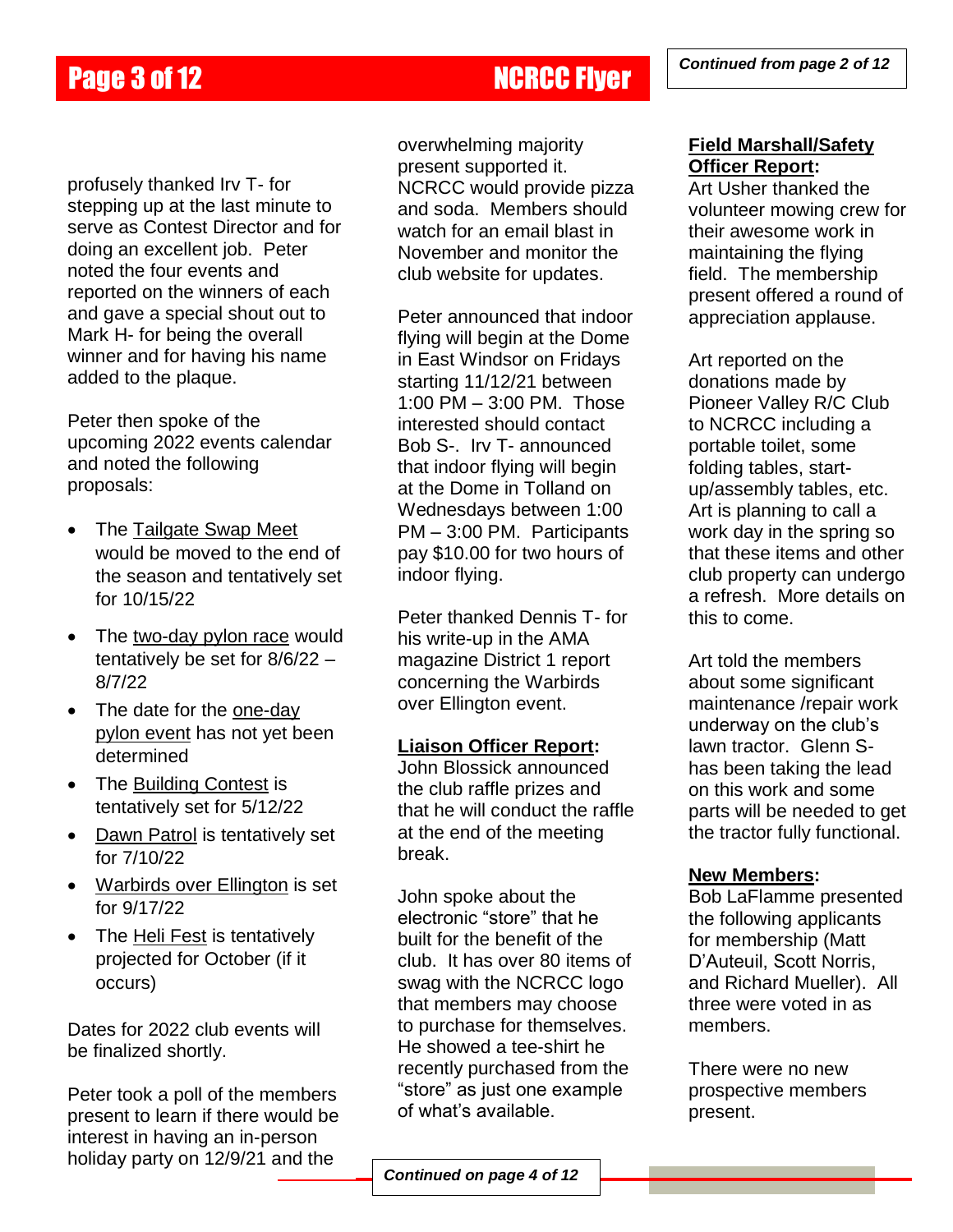*Continued from page 2 of 12*

profusely thanked Irv T- for stepping up at the last minute to serve as Contest Director and for doing an excellent job. Peter noted the four events and reported on the winners of each and gave a special shout out to Mark H- for being the overall winner and for having his name added to the plaque.

Peter then spoke of the upcoming 2022 events calendar and noted the following proposals:

- The Tailgate Swap Meet would be moved to the end of the season and tentatively set for 10/15/22
- The two-day pylon race would tentatively be set for 8/6/22 – 8/7/22
- The date for the one-day pylon event has not yet been determined
- The Building Contest is tentatively set for 5/12/22
- Dawn Patrol is tentatively set for 7/10/22
- Warbirds over Ellington is set for 9/17/22
- The Heli Fest is tentatively projected for October (if it occurs)

Dates for 2022 club events will be finalized shortly.

Peter took a poll of the members present to learn if there would be interest in having an in-person holiday party on 12/9/21 and the overwhelming majority present supported it. NCRCC would provide pizza and soda. Members should watch for an email blast in November and monitor the club website for updates.

Peter announced that indoor flying will begin at the Dome in East Windsor on Fridays starting 11/12/21 between 1:00 PM – 3:00 PM. Those interested should contact Bob S-. Irv T- announced that indoor flying will begin at the Dome in Tolland on Wednesdays between 1:00 PM – 3:00 PM. Participants pay $10.00 for two hours of indoor flying.

Peter thanked Dennis T- for his write-up in the AMA magazine District 1 report concerning the Warbirds over Ellington event.

**Liaison Officer Report:**
John Blossick announced the club raffle prizes and that he will conduct the raffle at the end of the meeting break.

John spoke about the electronic "store" that he built for the benefit of the club. It has over 80 items of swag with the NCRCC logo that members may choose to purchase for themselves. He showed a tee-shirt he recently purchased from the "store" as just one example of what's available.

**Field Marshall/Safety Officer Report:**
Art Usher thanked the volunteer mowing crew for their awesome work in maintaining the flying field. The membership present offered a round of appreciation applause.

Art reported on the donations made by Pioneer Valley R/C Club to NCRCC including a portable toilet, some folding tables, start-up/assembly tables, etc. Art is planning to call a work day in the spring so that these items and other club property can undergo a refresh. More details on this to come.

Art told the members about some significant maintenance /repair work underway on the club's lawn tractor. Glenn S- has been taking the lead on this work and some parts will be needed to get the tractor fully functional.

**New Members:**
Bob LaFlamme presented the following applicants for membership (Matt D'Auteuil, Scott Norris, and Richard Mueller). All three were voted in as members.

There were no new prospective members present.

*Continued on page 4 of 12*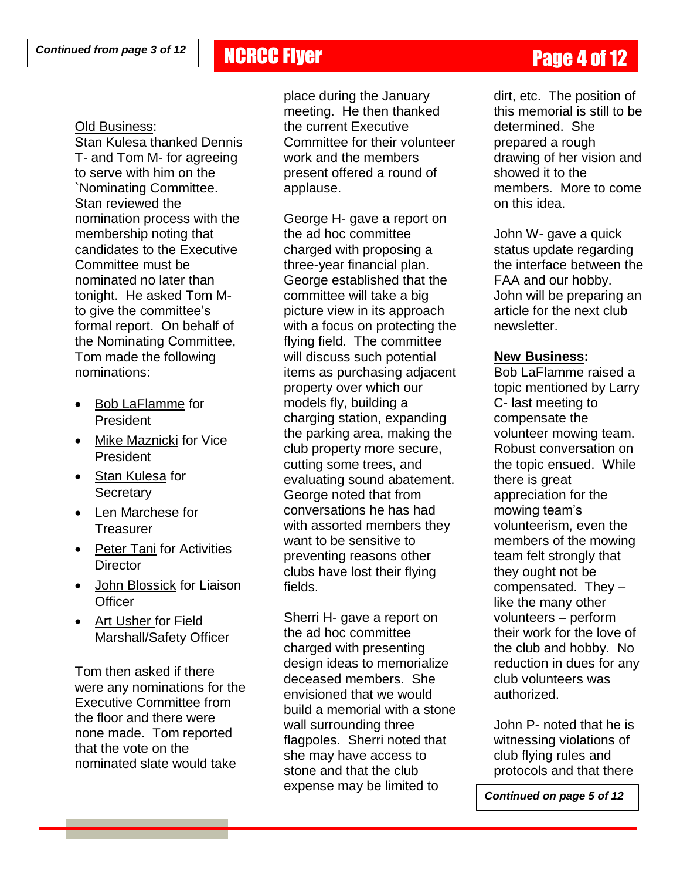*Continued from page 3 of 12*

Old Business:

Stan Kulesa thanked Dennis T- and Tom M- for agreeing to serve with him on the `Nominating Committee. Stan reviewed the nomination process with the membership noting that candidates to the Executive Committee must be nominated no later than tonight. He asked Tom M- to give the committee's formal report. On behalf of the Nominating Committee, Tom made the following nominations:

- Bob LaFlamme for President
- Mike Maznicki for Vice President
- Stan Kulesa for Secretary
- Len Marchese for Treasurer
- Peter Tani for Activities Director
- John Blossick for Liaison Officer
- Art Usher for Field Marshall/Safety Officer

Tom then asked if there were any nominations for the Executive Committee from the floor and there were none made. Tom reported that the vote on the nominated slate would take place during the January meeting. He then thanked the current Executive Committee for their volunteer work and the members present offered a round of applause.

George H- gave a report on the ad hoc committee charged with proposing a three-year financial plan. George established that the committee will take a big picture view in its approach with a focus on protecting the flying field. The committee will discuss such potential items as purchasing adjacent property over which our models fly, building a charging station, expanding the parking area, making the club property more secure, cutting some trees, and evaluating sound abatement. George noted that from conversations he has had with assorted members they want to be sensitive to preventing reasons other clubs have lost their flying fields.

Sherri H- gave a report on the ad hoc committee charged with presenting design ideas to memorialize deceased members. She envisioned that we would build a memorial with a stone wall surrounding three flagpoles. Sherri noted that she may have access to stone and that the club expense may be limited to dirt, etc. The position of this memorial is still to be determined. She prepared a rough drawing of her vision and showed it to the members. More to come on this idea.

John W- gave a quick status update regarding the interface between the FAA and our hobby. John will be preparing an article for the next club newsletter.

**New Business:**

Bob LaFlamme raised a topic mentioned by Larry C- last meeting to compensate the volunteer mowing team. Robust conversation on the topic ensued. While there is great appreciation for the mowing team's volunteerism, even the members of the mowing team felt strongly that they ought not be compensated. They – like the many other volunteers – perform their work for the love of the club and hobby. No reduction in dues for any club volunteers was authorized.

John P- noted that he is witnessing violations of club flying rules and protocols and that there

*Continued on page 5 of 12*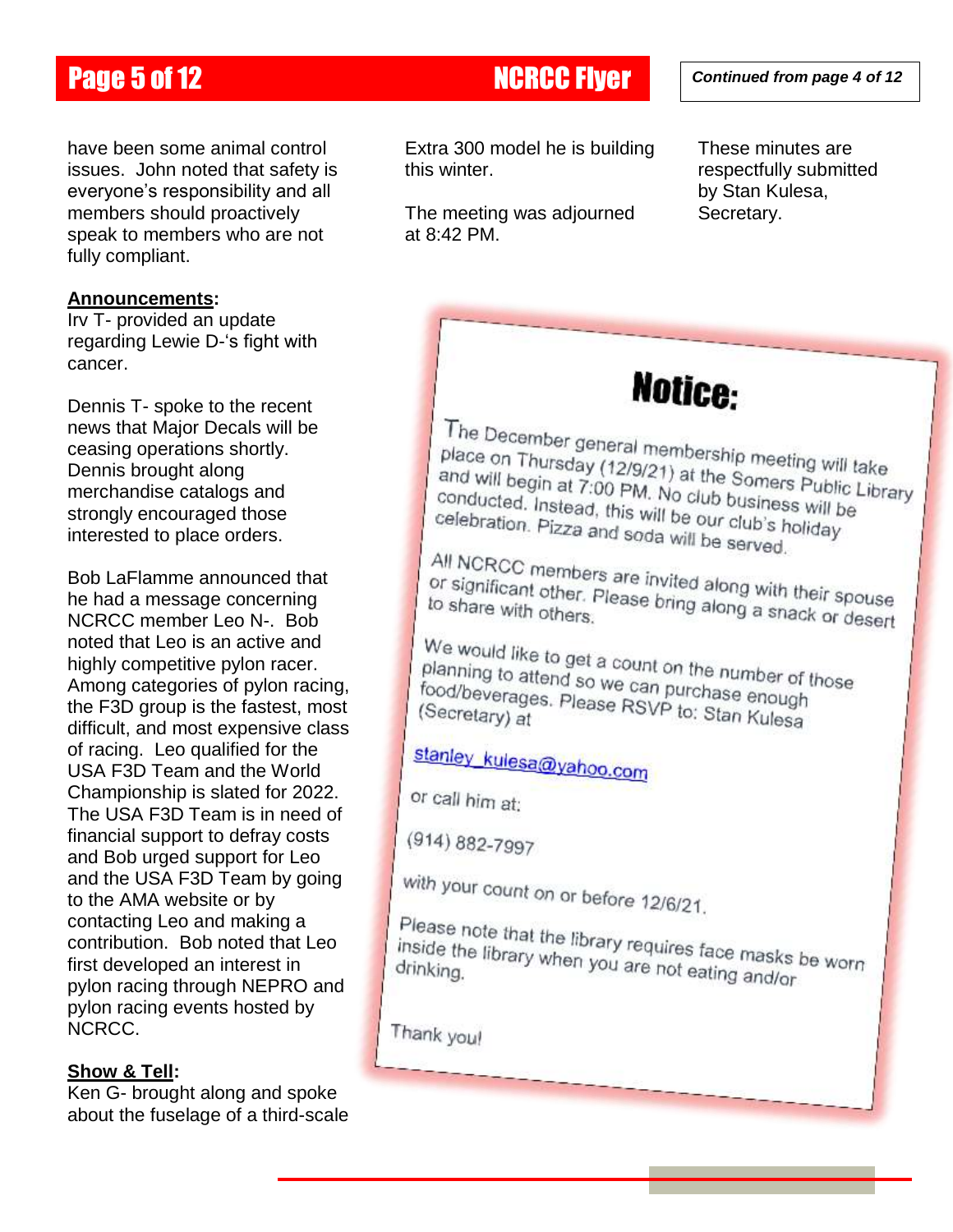*Continued from page 4 of 12*

have been some animal control issues. John noted that safety is everyone's responsibility and all members should proactively speak to members who are not fully compliant.

**Announcements:**

Irv T- provided an update regarding Lewie D-'s fight with cancer.

Dennis T- spoke to the recent news that Major Decals will be ceasing operations shortly. Dennis brought along merchandise catalogs and strongly encouraged those interested to place orders.

Bob LaFlamme announced that he had a message concerning NCRCC member Leo N-. Bob noted that Leo is an active and highly competitive pylon racer. Among categories of pylon racing, the F3D group is the fastest, most difficult, and most expensive class of racing. Leo qualified for the USA F3D Team and the World Championship is slated for 2022. The USA F3D Team is in need of financial support to defray costs and Bob urged support for Leo and the USA F3D Team by going to the AMA website or by contacting Leo and making a contribution. Bob noted that Leo first developed an interest in pylon racing through NEPRO and pylon racing events hosted by NCRCC.

**Show & Tell:**

Ken G- brought along and spoke about the fuselage of a third-scale Extra 300 model he is building this winter.

The meeting was adjourned at 8:42 PM.

These minutes are respectfully submitted by Stan Kulesa, Secretary.

## Notice:

The December general membership meeting will take place on Thursday (12/9/21) at the Somers Public Library and will begin at 7:00 PM. No club business will be conducted. Instead, this will be our club's holiday celebration. Pizza and soda will be served.

All NCRCC members are invited along with their spouse or significant other. Please bring along a snack or desert to share with others.

We would like to get a count on the number of those planning to attend so we can purchase enough food/beverages. Please RSVP to: Stan Kulesa (Secretary) at

stanley_kulesa@yahoo.com

or call him at:

(914) 882-7997

with your count on or before 12/6/21.

Please note that the library requires face masks be worn inside the library when you are not eating and/or drinking.

Thank you!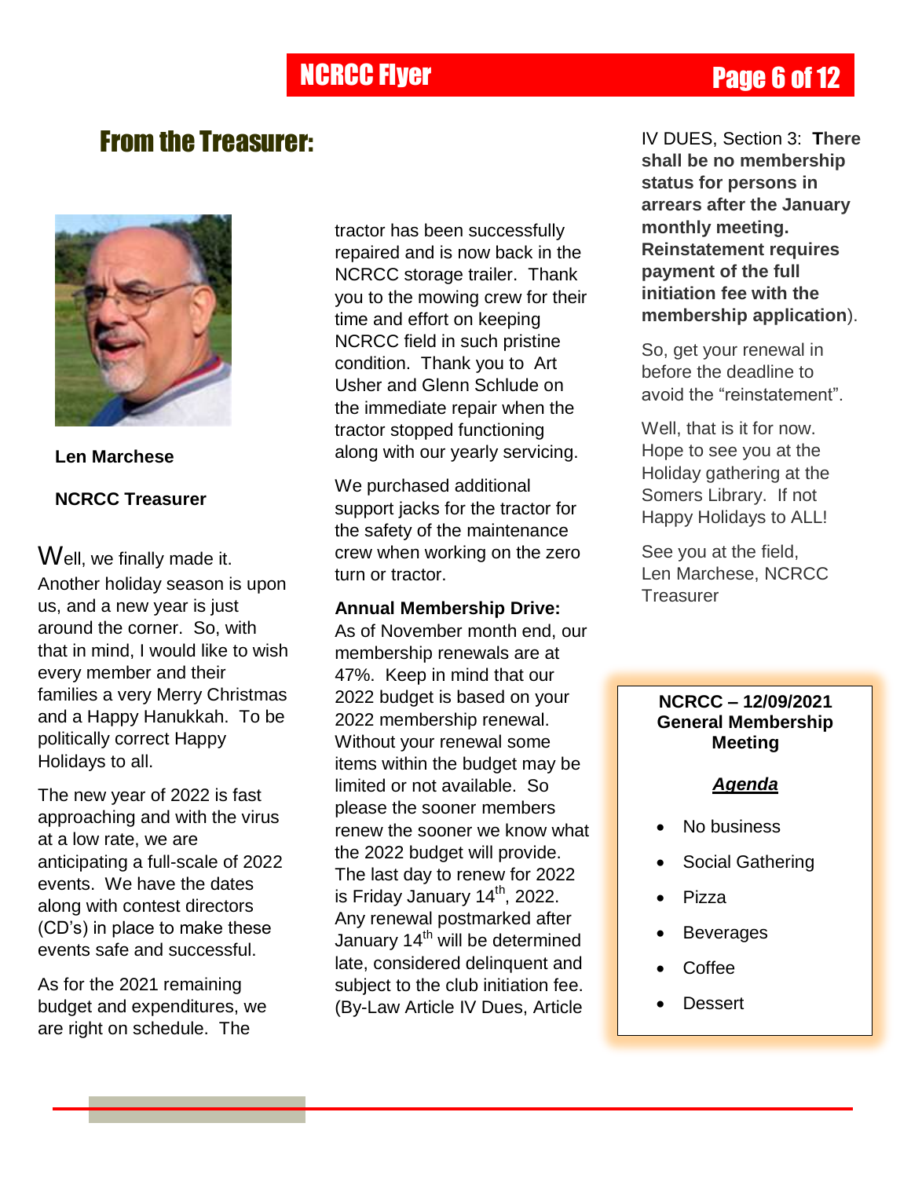## From the Treasurer:

**Len Marchese**

**NCRCC Treasurer**

Well, we finally made it. Another holiday season is upon us, and a new year is just around the corner. So, with that in mind, I would like to wish every member and their families a very Merry Christmas and a Happy Hanukkah. To be politically correct Happy Holidays to all.

The new year of 2022 is fast approaching and with the virus at a low rate, we are anticipating a full-scale of 2022 events. We have the dates along with contest directors (CD's) in place to make these events safe and successful.

As for the 2021 remaining budget and expenditures, we are right on schedule. The tractor has been successfully repaired and is now back in the NCRCC storage trailer. Thank you to the mowing crew for their time and effort on keeping NCRCC field in such pristine condition. Thank you to Art Usher and Glenn Schlude on the immediate repair when the tractor stopped functioning along with our yearly servicing.

We purchased additional support jacks for the tractor for the safety of the maintenance crew when working on the zero turn or tractor.

**Annual Membership Drive:** As of November month end, our membership renewals are at 47%. Keep in mind that our 2022 budget is based on your 2022 membership renewal. Without your renewal some items within the budget may be limited or not available. So please the sooner members renew the sooner we know what the 2022 budget will provide. The last day to renew for 2022 is Friday January 14th, 2022. Any renewal postmarked after January 14th will be determined late, considered delinquent and subject to the club initiation fee. (By-Law Article IV Dues, Article IV DUES, Section 3: **There shall be no membership status for persons in arrears after the January monthly meeting. Reinstatement requires payment of the full initiation fee with the membership application**).

So, get your renewal in before the deadline to avoid the "reinstatement".

Well, that is it for now. Hope to see you at the Holiday gathering at the Somers Library. If not Happy Holidays to ALL!

See you at the field,
Len Marchese, NCRCC Treasurer

**NCRCC – 12/09/2021 General Membership Meeting**

***Agenda***

- No business
- Social Gathering
- Pizza
- Beverages
- Coffee
- Dessert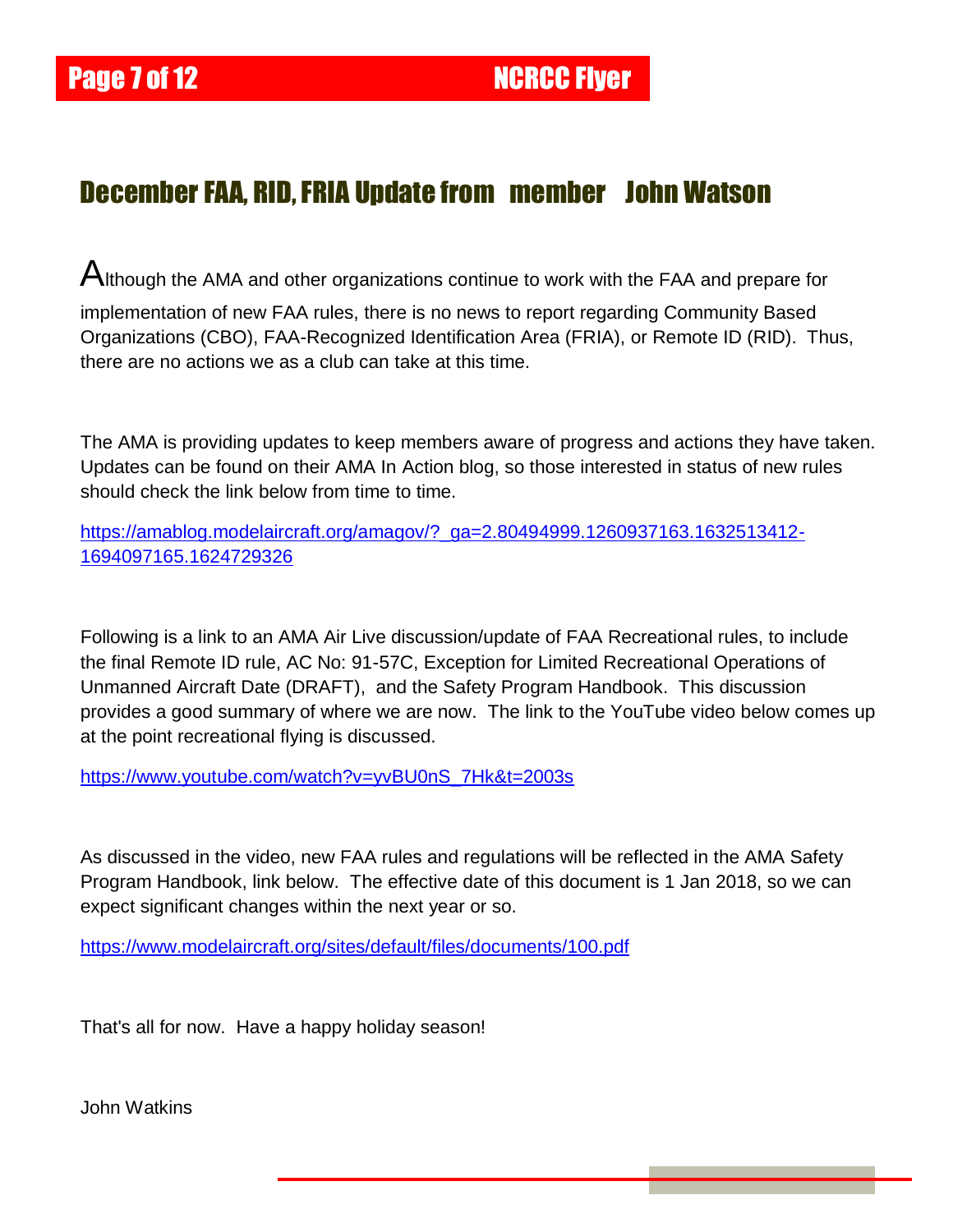## December FAA, RID, FRIA Update from member John Watson

Although the AMA and other organizations continue to work with the FAA and prepare for implementation of new FAA rules, there is no news to report regarding Community Based Organizations (CBO), FAA-Recognized Identification Area (FRIA), or Remote ID (RID). Thus, there are no actions we as a club can take at this time.

The AMA is providing updates to keep members aware of progress and actions they have taken. Updates can be found on their AMA In Action blog, so those interested in status of new rules should check the link below from time to time.

https://amablog.modelaircraft.org/amagov/?_ga=2.80494999.1260937163.1632513412-1694097165.1624729326

Following is a link to an AMA Air Live discussion/update of FAA Recreational rules, to include the final Remote ID rule, AC No: 91-57C, Exception for Limited Recreational Operations of Unmanned Aircraft Date (DRAFT), and the Safety Program Handbook. This discussion provides a good summary of where we are now. The link to the YouTube video below comes up at the point recreational flying is discussed.

https://www.youtube.com/watch?v=yvBU0nS_7Hk&t=2003s

As discussed in the video, new FAA rules and regulations will be reflected in the AMA Safety Program Handbook, link below. The effective date of this document is 1 Jan 2018, so we can expect significant changes within the next year or so.

https://www.modelaircraft.org/sites/default/files/documents/100.pdf

That's all for now. Have a happy holiday season!

John Watkins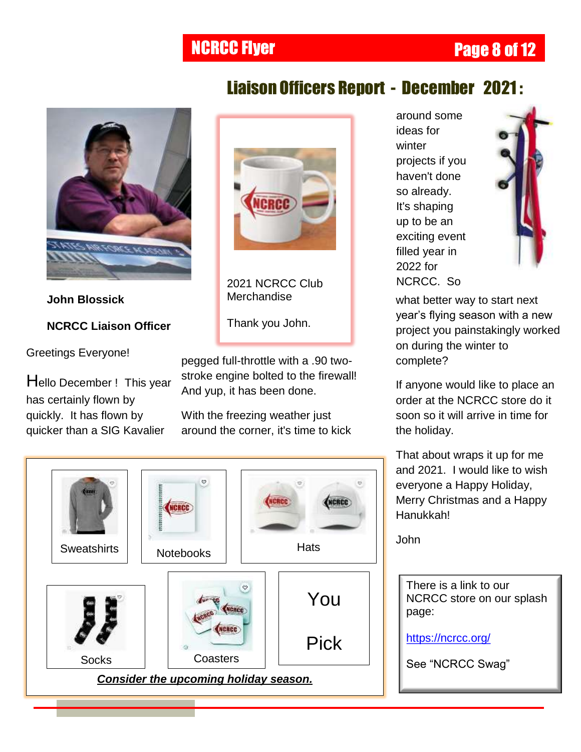## Liaison Officers Report - December 2021:

**John Blossick**

**NCRCC Liaison Officer**

2021 NCRCC Club Merchandise

Thank you John.

Greetings Everyone!

Hello December ! This year has certainly flown by quickly. It has flown by quicker than a SIG Kavalier pegged full-throttle with a .90 two-stroke engine bolted to the firewall! And yup, it has been done.

With the freezing weather just around the corner, it's time to kick around some ideas for winter projects if you haven't done so already. It's shaping up to be an exciting event filled year in 2022 for NCRCC. So what better way to start next year's flying season with a new project you painstakingly worked on during the winter to complete?

If anyone would like to place an order at the NCRCC store do it soon so it will arrive in time for the holiday.

That about wraps it up for me and 2021. I would like to wish everyone a Happy Holiday, Merry Christmas and a Happy Hanukkah!

John

Sweatshirts

Notebooks

Hats

Socks

Coasters

You

Pick

***Consider the upcoming holiday season.***

There is a link to our NCRCC store on our splash page:

https://ncrcc.org/

See "NCRCC Swag"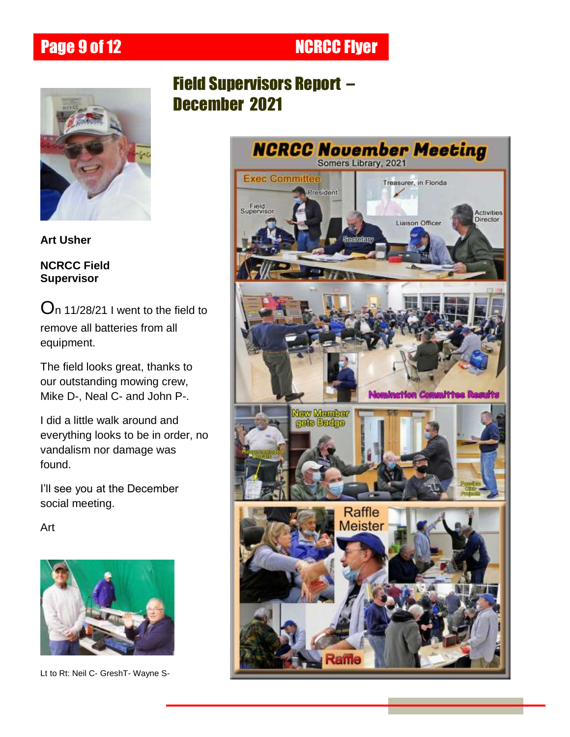# Field Supervisors Report – December 2021

**Art Usher**

**NCRCC Field Supervisor**

On 11/28/21 I went to the field to remove all batteries from all equipment.

The field looks great, thanks to our outstanding mowing crew, Mike D-, Neal C- and John P-.

I did a little walk around and everything looks to be in order, no vandalism nor damage was found.

I'll see you at the December social meeting.

Art

Lt to Rt: Neil C- GreshT- Wayne S-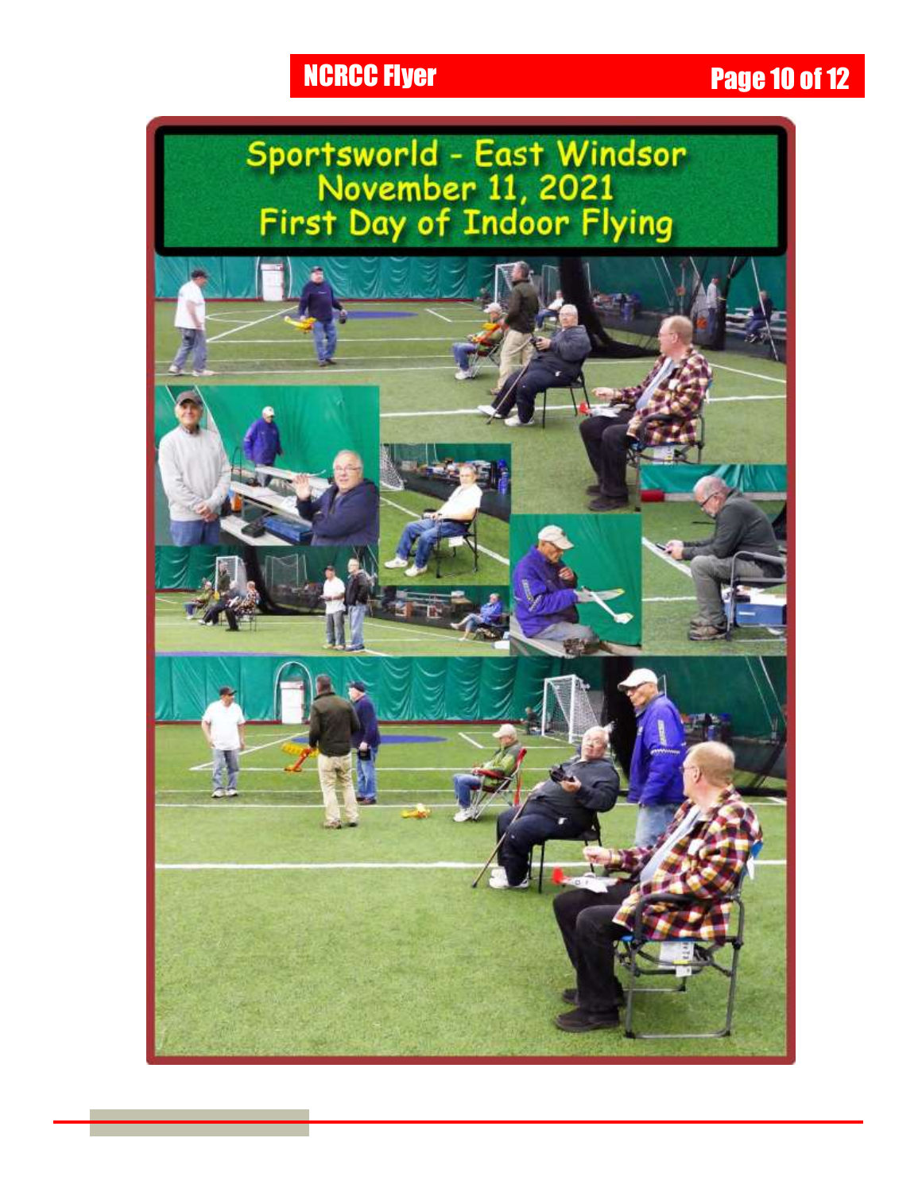# Sportsworld - East Windsor
## November 11, 2021
## First Day of Indoor Flying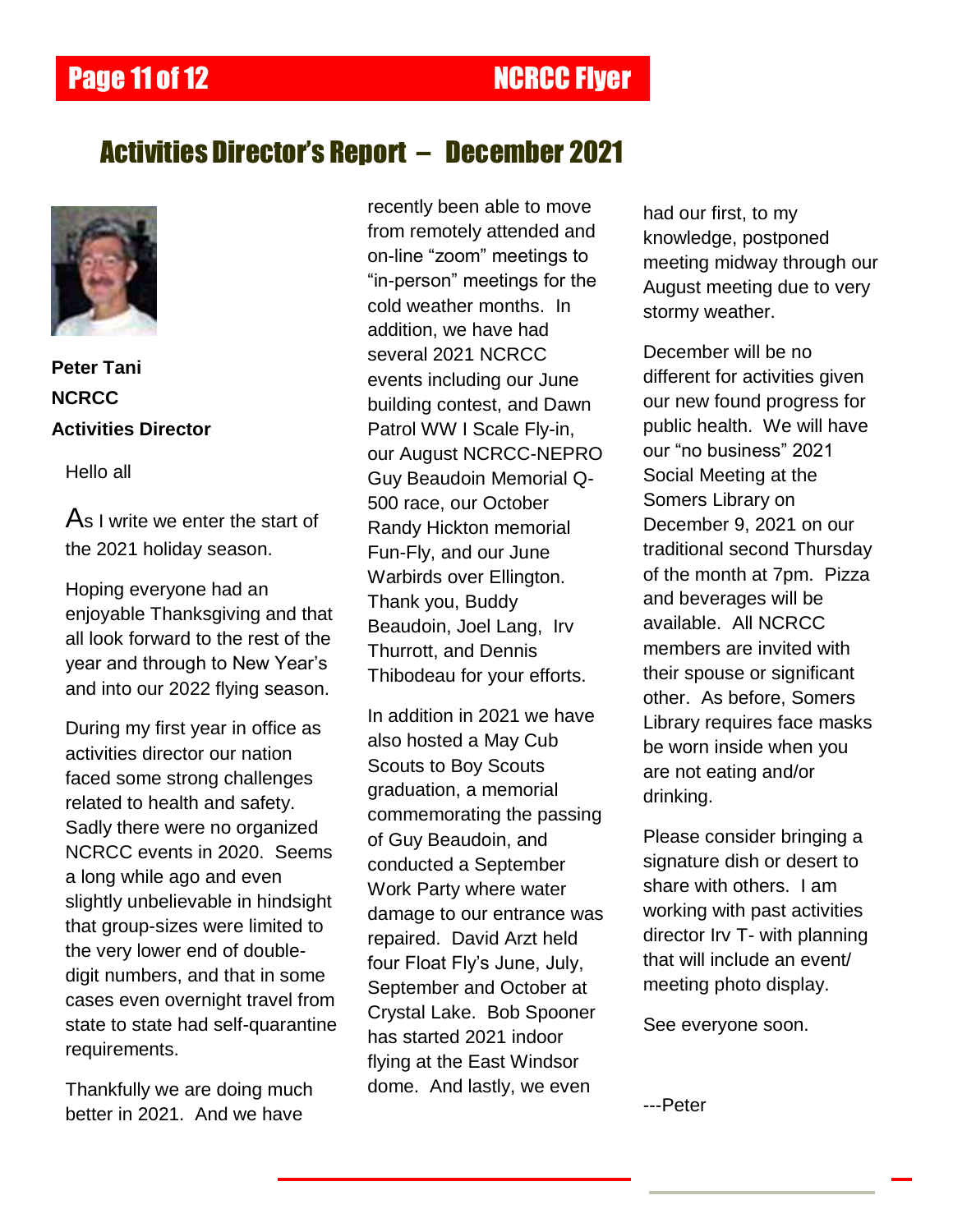# Activities Director's Report – December 2021

**Peter Tani**
**NCRCC**
**Activities Director**

Hello all

As I write we enter the start of the 2021 holiday season.

Hoping everyone had an enjoyable Thanksgiving and that all look forward to the rest of the year and through to New Year's and into our 2022 flying season.

During my first year in office as activities director our nation faced some strong challenges related to health and safety. Sadly there were no organized NCRCC events in 2020. Seems a long while ago and even slightly unbelievable in hindsight that group-sizes were limited to the very lower end of double-digit numbers, and that in some cases even overnight travel from state to state had self-quarantine requirements.

Thankfully we are doing much better in 2021. And we have recently been able to move from remotely attended and on-line "zoom" meetings to "in-person" meetings for the cold weather months. In addition, we have had several 2021 NCRCC events including our June building contest, and Dawn Patrol WW I Scale Fly-in, our August NCRCC-NEPRO Guy Beaudoin Memorial Q-500 race, our October Randy Hickton memorial Fun-Fly, and our June Warbirds over Ellington. Thank you, Buddy Beaudoin, Joel Lang, Irv Thurrott, and Dennis Thibodeau for your efforts.

In addition in 2021 we have also hosted a May Cub Scouts to Boy Scouts graduation, a memorial commemorating the passing of Guy Beaudoin, and conducted a September Work Party where water damage to our entrance was repaired. David Arzt held four Float Fly's June, July, September and October at Crystal Lake. Bob Spooner has started 2021 indoor flying at the East Windsor dome. And lastly, we even had our first, to my knowledge, postponed meeting midway through our August meeting due to very stormy weather.

December will be no different for activities given our new found progress for public health. We will have our "no business" 2021 Social Meeting at the Somers Library on December 9, 2021 on our traditional second Thursday of the month at 7pm. Pizza and beverages will be available. All NCRCC members are invited with their spouse or significant other. As before, Somers Library requires face masks be worn inside when you are not eating and/or drinking.

Please consider bringing a signature dish or desert to share with others. I am working with past activities director Irv T- with planning that will include an event/ meeting photo display.

See everyone soon.

---Peter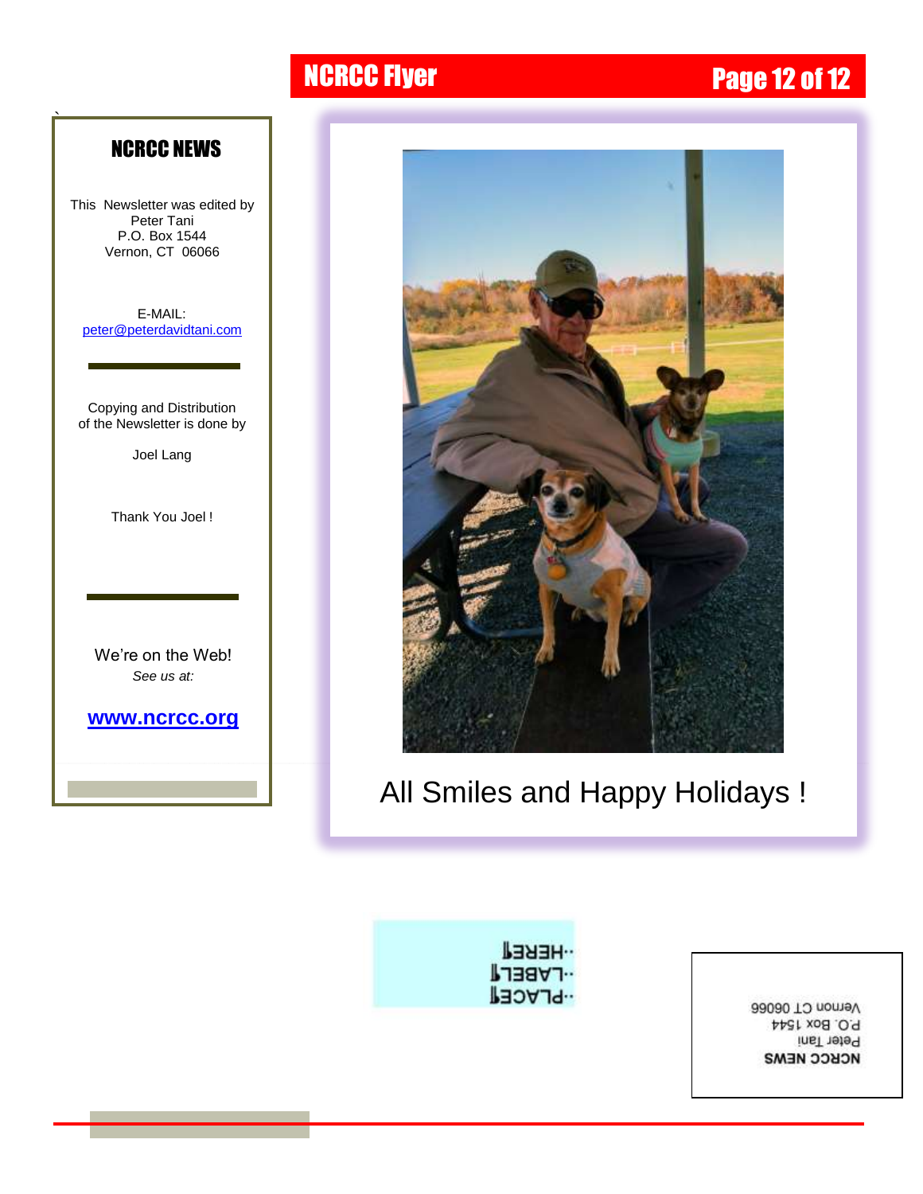## NCRCC NEWS

This Newsletter was edited by
Peter Tani
P.O. Box 1544
Vernon, CT 06066

E-MAIL:
peter@peterdavidtani.com

Copying and Distribution of the Newsletter is done by

Joel Lang

Thank You Joel !

We're on the Web!
*See us at:*

**www.ncrcc.org**

All Smiles and Happy Holidays !

PLACE LABEL HERE

NCRCC NEWS
Peter Tani
P.O. Box 1544
Vernon CT 06066